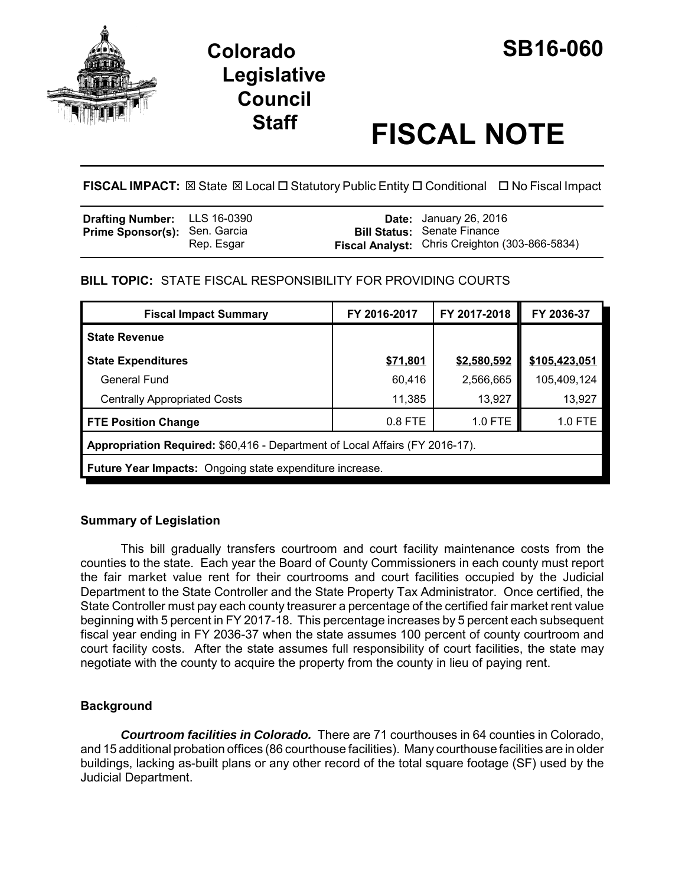# Colorado Legislative Council Staff

# SB16-060

# FISCAL NOTE

**FISCAL IMPACT:** ☒ State ☒ Local ☐ Statutory Public Entity ☐ Conditional ☐ No Fiscal Impact

| | | | |
|---|---|---|---|
| **Drafting Number:** | LLS 16-0390 | **Date:** | January 26, 2016 |
| **Prime Sponsor(s):** | Sen. Garcia<br>Rep. Esgar | **Bill Status:** | Senate Finance |
| | | **Fiscal Analyst:** | Chris Creighton (303-866-5834) |

**BILL TOPIC:** STATE FISCAL RESPONSIBILITY FOR PROVIDING COURTS

| Fiscal Impact Summary | FY 2016-2017 | FY 2017-2018 | FY 2036-37 |
|---|---|---|---|
| **State Revenue** | | | |
| **State Expenditures** | **$71,801** | **$2,580,592** | **$105,423,051** |
| General Fund | 60,416 | 2,566,665 | 105,409,124 |
| Centrally Appropriated Costs | 11,385 | 13,927 | 13,927 |
| **FTE Position Change** | 0.8 FTE | 1.0 FTE | 1.0 FTE |
| **Appropriation Required:** $60,416 - Department of Local Affairs (FY 2016-17). | | | |
| **Future Year Impacts:** Ongoing state expenditure increase. | | | |

### Summary of Legislation

This bill gradually transfers courtroom and court facility maintenance costs from the counties to the state. Each year the Board of County Commissioners in each county must report the fair market value rent for their courtrooms and court facilities occupied by the Judicial Department to the State Controller and the State Property Tax Administrator. Once certified, the State Controller must pay each county treasurer a percentage of the certified fair market rent value beginning with 5 percent in FY 2017-18. This percentage increases by 5 percent each subsequent fiscal year ending in FY 2036-37 when the state assumes 100 percent of county courtroom and court facility costs. After the state assumes full responsibility of court facilities, the state may negotiate with the county to acquire the property from the county in lieu of paying rent.

### Background

***Courtroom facilities in Colorado.*** There are 71 courthouses in 64 counties in Colorado, and 15 additional probation offices (86 courthouse facilities). Many courthouse facilities are in older buildings, lacking as-built plans or any other record of the total square footage (SF) used by the Judicial Department.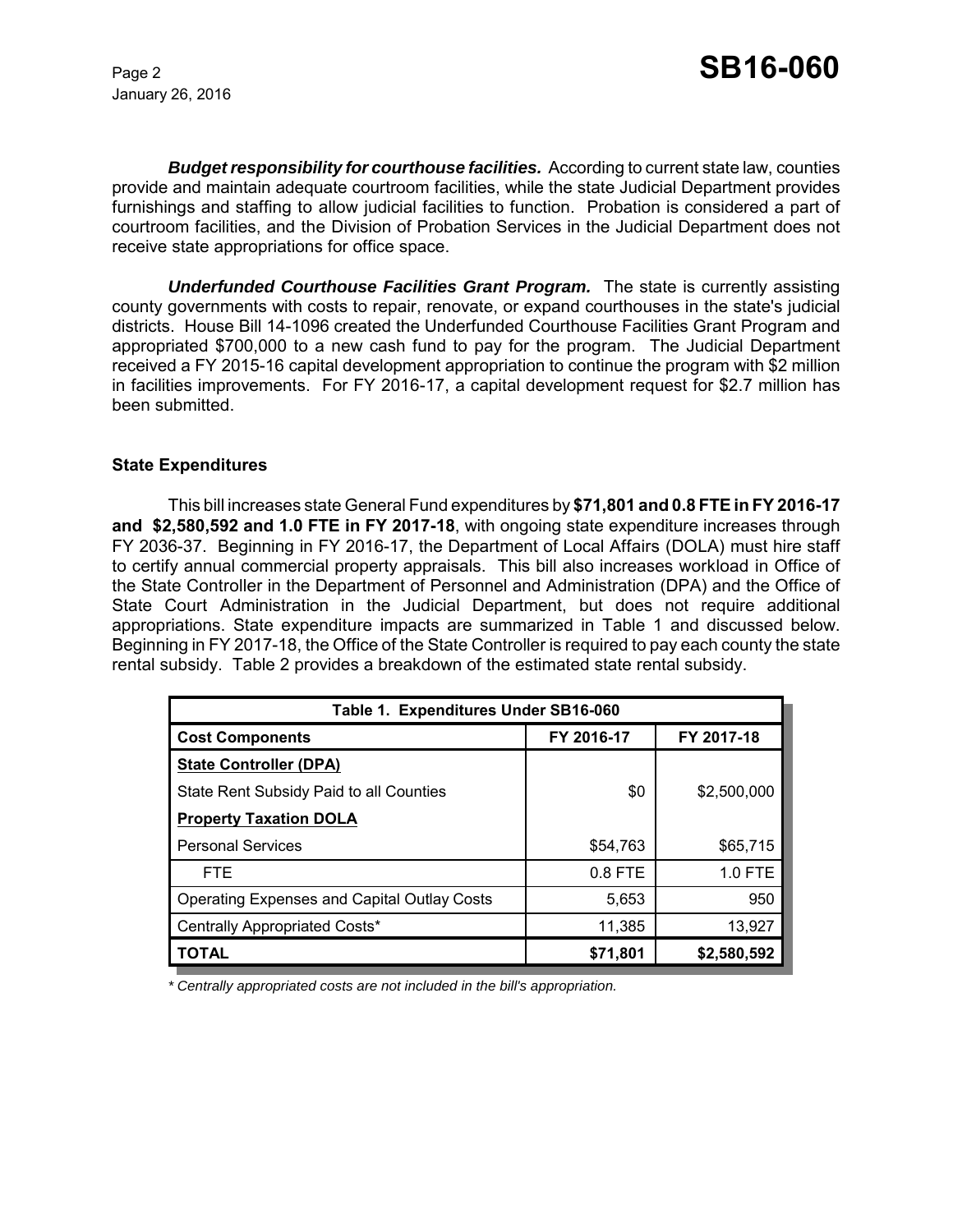***Budget responsibility for courthouse facilities.*** According to current state law, counties provide and maintain adequate courtroom facilities, while the state Judicial Department provides furnishings and staffing to allow judicial facilities to function. Probation is considered a part of courtroom facilities, and the Division of Probation Services in the Judicial Department does not receive state appropriations for office space.

***Underfunded Courthouse Facilities Grant Program.*** The state is currently assisting county governments with costs to repair, renovate, or expand courthouses in the state's judicial districts. House Bill 14-1096 created the Underfunded Courthouse Facilities Grant Program and appropriated $700,000 to a new cash fund to pay for the program. The Judicial Department received a FY 2015-16 capital development appropriation to continue the program with $2 million in facilities improvements. For FY 2016-17, a capital development request for $2.7 million has been submitted.

### State Expenditures

This bill increases state General Fund expenditures by **$71,801 and 0.8 FTE in FY 2016-17 and $2,580,592 and 1.0 FTE in FY 2017-18**, with ongoing state expenditure increases through FY 2036-37. Beginning in FY 2016-17, the Department of Local Affairs (DOLA) must hire staff to certify annual commercial property appraisals. This bill also increases workload in Office of the State Controller in the Department of Personnel and Administration (DPA) and the Office of State Court Administration in the Judicial Department, but does not require additional appropriations. State expenditure impacts are summarized in Table 1 and discussed below. Beginning in FY 2017-18, the Office of the State Controller is required to pay each county the state rental subsidy. Table 2 provides a breakdown of the estimated state rental subsidy.

| Table 1. Expenditures Under SB16-060 | | |
|---|---|---|
| **Cost Components** | **FY 2016-17** | **FY 2017-18** |
| **State Controller (DPA)** | | |
| State Rent Subsidy Paid to all Counties | $0 | $2,500,000 |
| **Property Taxation DOLA** | | |
| Personal Services | $54,763 | $65,715 |
| FTE | 0.8 FTE | 1.0 FTE |
| Operating Expenses and Capital Outlay Costs | 5,653 | 950 |
| Centrally Appropriated Costs* | 11,385 | 13,927 |
| **TOTAL** | **$71,801** | **$2,580,592** |

*\* Centrally appropriated costs are not included in the bill's appropriation.*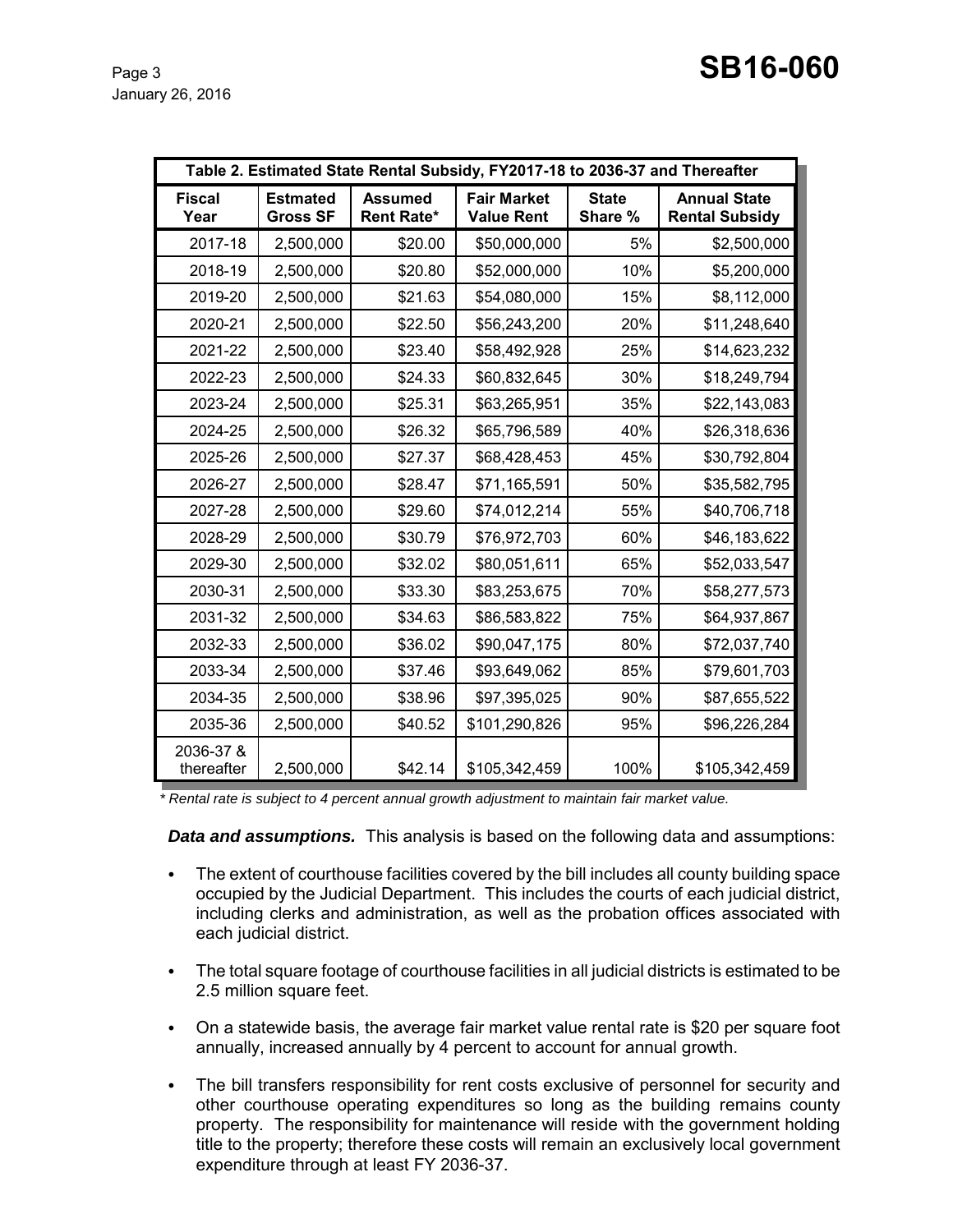| Table 2. Estimated State Rental Subsidy, FY2017-18 to 2036-37 and Thereafter | | | | | |
|---|---|---|---|---|---|
| Fiscal Year | Estmated Gross SF | Assumed Rent Rate* | Fair Market Value Rent | State Share % | Annual State Rental Subsidy |
| 2017-18 | 2,500,000 | $20.00 | $50,000,000 | 5% | $2,500,000 |
| 2018-19 | 2,500,000 | $20.80 | $52,000,000 | 10% | $5,200,000 |
| 2019-20 | 2,500,000 | $21.63 | $54,080,000 | 15% | $8,112,000 |
| 2020-21 | 2,500,000 | $22.50 | $56,243,200 | 20% | $11,248,640 |
| 2021-22 | 2,500,000 | $23.40 | $58,492,928 | 25% | $14,623,232 |
| 2022-23 | 2,500,000 | $24.33 | $60,832,645 | 30% | $18,249,794 |
| 2023-24 | 2,500,000 | $25.31 | $63,265,951 | 35% | $22,143,083 |
| 2024-25 | 2,500,000 | $26.32 | $65,796,589 | 40% | $26,318,636 |
| 2025-26 | 2,500,000 | $27.37 | $68,428,453 | 45% | $30,792,804 |
| 2026-27 | 2,500,000 | $28.47 | $71,165,591 | 50% | $35,582,795 |
| 2027-28 | 2,500,000 | $29.60 | $74,012,214 | 55% | $40,706,718 |
| 2028-29 | 2,500,000 | $30.79 | $76,972,703 | 60% | $46,183,622 |
| 2029-30 | 2,500,000 | $32.02 | $80,051,611 | 65% | $52,033,547 |
| 2030-31 | 2,500,000 | $33.30 | $83,253,675 | 70% | $58,277,573 |
| 2031-32 | 2,500,000 | $34.63 | $86,583,822 | 75% | $64,937,867 |
| 2032-33 | 2,500,000 | $36.02 | $90,047,175 | 80% | $72,037,740 |
| 2033-34 | 2,500,000 | $37.46 | $93,649,062 | 85% | $79,601,703 |
| 2034-35 | 2,500,000 | $38.96 | $97,395,025 | 90% | $87,655,522 |
| 2035-36 | 2,500,000 | $40.52 | $101,290,826 | 95% | $96,226,284 |
| 2036-37 & thereafter | 2,500,000 | $42.14 | $105,342,459 | 100% | $105,342,459 |

*\* Rental rate is subject to 4 percent annual growth adjustment to maintain fair market value.*

***Data and assumptions.*** This analysis is based on the following data and assumptions:

- The extent of courthouse facilities covered by the bill includes all county building space occupied by the Judicial Department. This includes the courts of each judicial district, including clerks and administration, as well as the probation offices associated with each judicial district.
- The total square footage of courthouse facilities in all judicial districts is estimated to be 2.5 million square feet.
- On a statewide basis, the average fair market value rental rate is $20 per square foot annually, increased annually by 4 percent to account for annual growth.
- The bill transfers responsibility for rent costs exclusive of personnel for security and other courthouse operating expenditures so long as the building remains county property. The responsibility for maintenance will reside with the government holding title to the property; therefore these costs will remain an exclusively local government expenditure through at least FY 2036-37.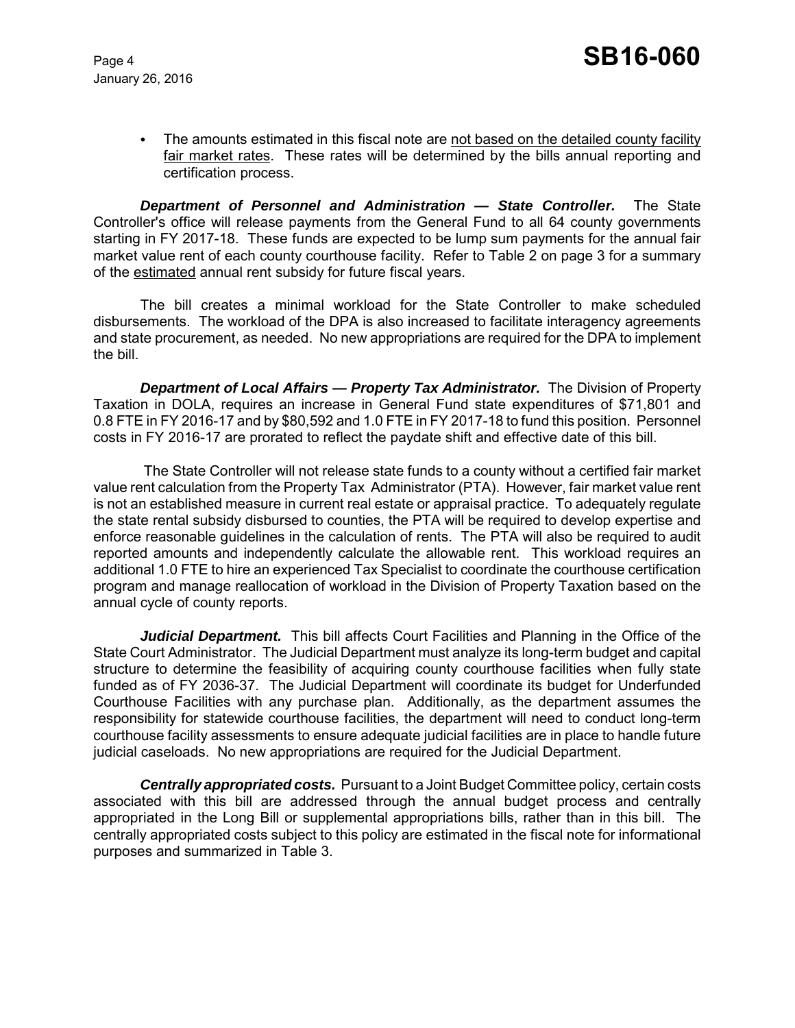- The amounts estimated in this fiscal note are not based on the detailed county facility fair market rates. These rates will be determined by the bills annual reporting and certification process.

***Department of Personnel and Administration — State Controller.*** The State Controller's office will release payments from the General Fund to all 64 county governments starting in FY 2017-18. These funds are expected to be lump sum payments for the annual fair market value rent of each county courthouse facility. Refer to Table 2 on page 3 for a summary of the estimated annual rent subsidy for future fiscal years.

The bill creates a minimal workload for the State Controller to make scheduled disbursements. The workload of the DPA is also increased to facilitate interagency agreements and state procurement, as needed. No new appropriations are required for the DPA to implement the bill.

***Department of Local Affairs — Property Tax Administrator.*** The Division of Property Taxation in DOLA, requires an increase in General Fund state expenditures of $71,801 and 0.8 FTE in FY 2016-17 and by $80,592 and 1.0 FTE in FY 2017-18 to fund this position. Personnel costs in FY 2016-17 are prorated to reflect the paydate shift and effective date of this bill.

The State Controller will not release state funds to a county without a certified fair market value rent calculation from the Property Tax Administrator (PTA). However, fair market value rent is not an established measure in current real estate or appraisal practice. To adequately regulate the state rental subsidy disbursed to counties, the PTA will be required to develop expertise and enforce reasonable guidelines in the calculation of rents. The PTA will also be required to audit reported amounts and independently calculate the allowable rent. This workload requires an additional 1.0 FTE to hire an experienced Tax Specialist to coordinate the courthouse certification program and manage reallocation of workload in the Division of Property Taxation based on the annual cycle of county reports.

***Judicial Department.*** This bill affects Court Facilities and Planning in the Office of the State Court Administrator. The Judicial Department must analyze its long-term budget and capital structure to determine the feasibility of acquiring county courthouse facilities when fully state funded as of FY 2036-37. The Judicial Department will coordinate its budget for Underfunded Courthouse Facilities with any purchase plan. Additionally, as the department assumes the responsibility for statewide courthouse facilities, the department will need to conduct long-term courthouse facility assessments to ensure adequate judicial facilities are in place to handle future judicial caseloads. No new appropriations are required for the Judicial Department.

***Centrally appropriated costs.*** Pursuant to a Joint Budget Committee policy, certain costs associated with this bill are addressed through the annual budget process and centrally appropriated in the Long Bill or supplemental appropriations bills, rather than in this bill. The centrally appropriated costs subject to this policy are estimated in the fiscal note for informational purposes and summarized in Table 3.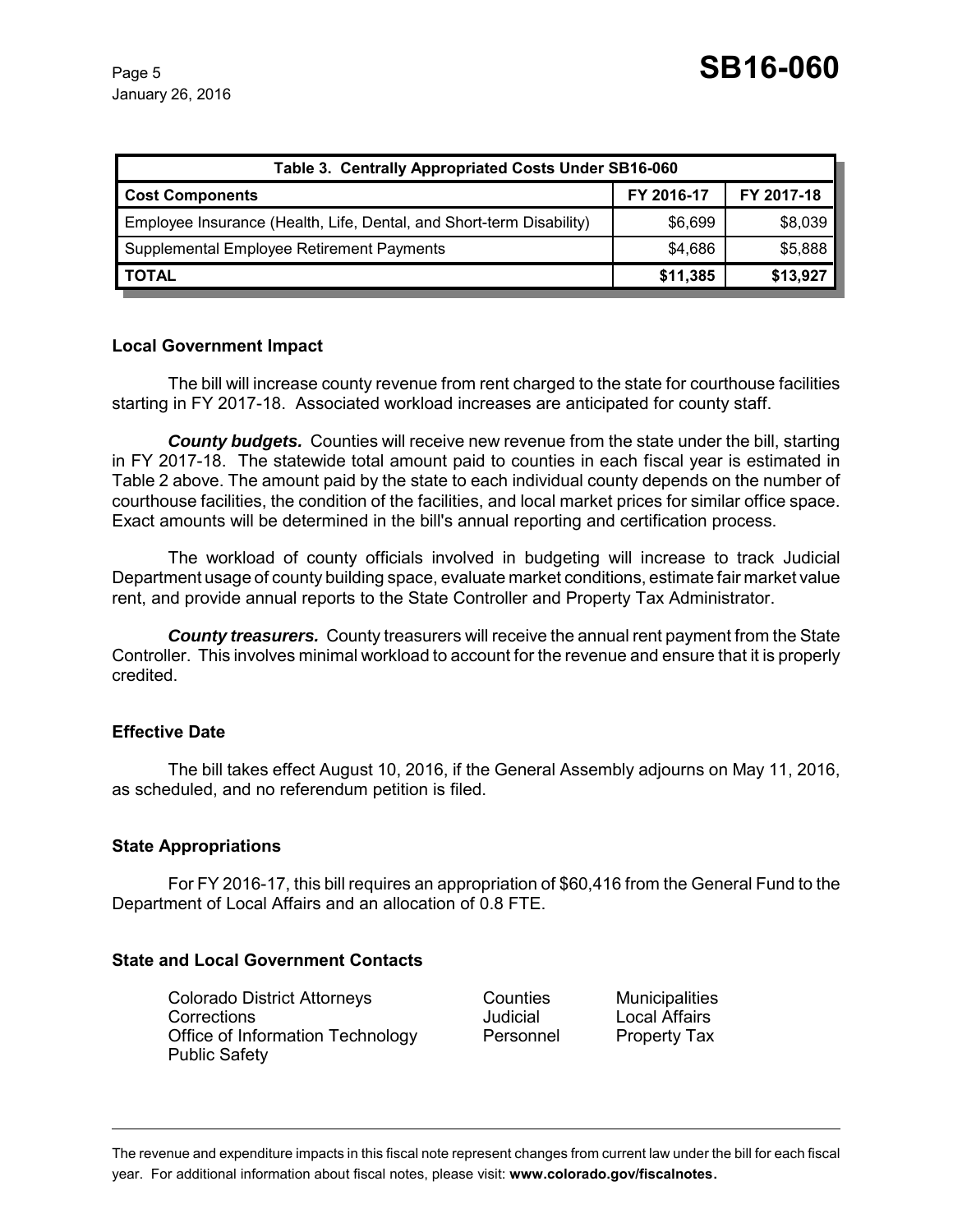| Table 3. Centrally Appropriated Costs Under SB16-060 | | |
|---|---|---|
| **Cost Components** | **FY 2016-17** | **FY 2017-18** |
| Employee Insurance (Health, Life, Dental, and Short-term Disability) | $6,699 | $8,039 |
| Supplemental Employee Retirement Payments | $4,686 | $5,888 |
| **TOTAL** | **$11,385** | **$13,927** |

### Local Government Impact

The bill will increase county revenue from rent charged to the state for courthouse facilities starting in FY 2017-18. Associated workload increases are anticipated for county staff.

***County budgets.*** Counties will receive new revenue from the state under the bill, starting in FY 2017-18. The statewide total amount paid to counties in each fiscal year is estimated in Table 2 above. The amount paid by the state to each individual county depends on the number of courthouse facilities, the condition of the facilities, and local market prices for similar office space. Exact amounts will be determined in the bill's annual reporting and certification process.

The workload of county officials involved in budgeting will increase to track Judicial Department usage of county building space, evaluate market conditions, estimate fair market value rent, and provide annual reports to the State Controller and Property Tax Administrator.

***County treasurers.*** County treasurers will receive the annual rent payment from the State Controller. This involves minimal workload to account for the revenue and ensure that it is properly credited.

### Effective Date

The bill takes effect August 10, 2016, if the General Assembly adjourns on May 11, 2016, as scheduled, and no referendum petition is filed.

### State Appropriations

For FY 2016-17, this bill requires an appropriation of $60,416 from the General Fund to the Department of Local Affairs and an allocation of 0.8 FTE.

### State and Local Government Contacts

Colorado District Attorneys
Counties
Municipalities
Corrections
Judicial
Local Affairs
Office of Information Technology
Personnel
Property Tax
Public Safety

The revenue and expenditure impacts in this fiscal note represent changes from current law under the bill for each fiscal year. For additional information about fiscal notes, please visit: **www.colorado.gov/fiscalnotes.**